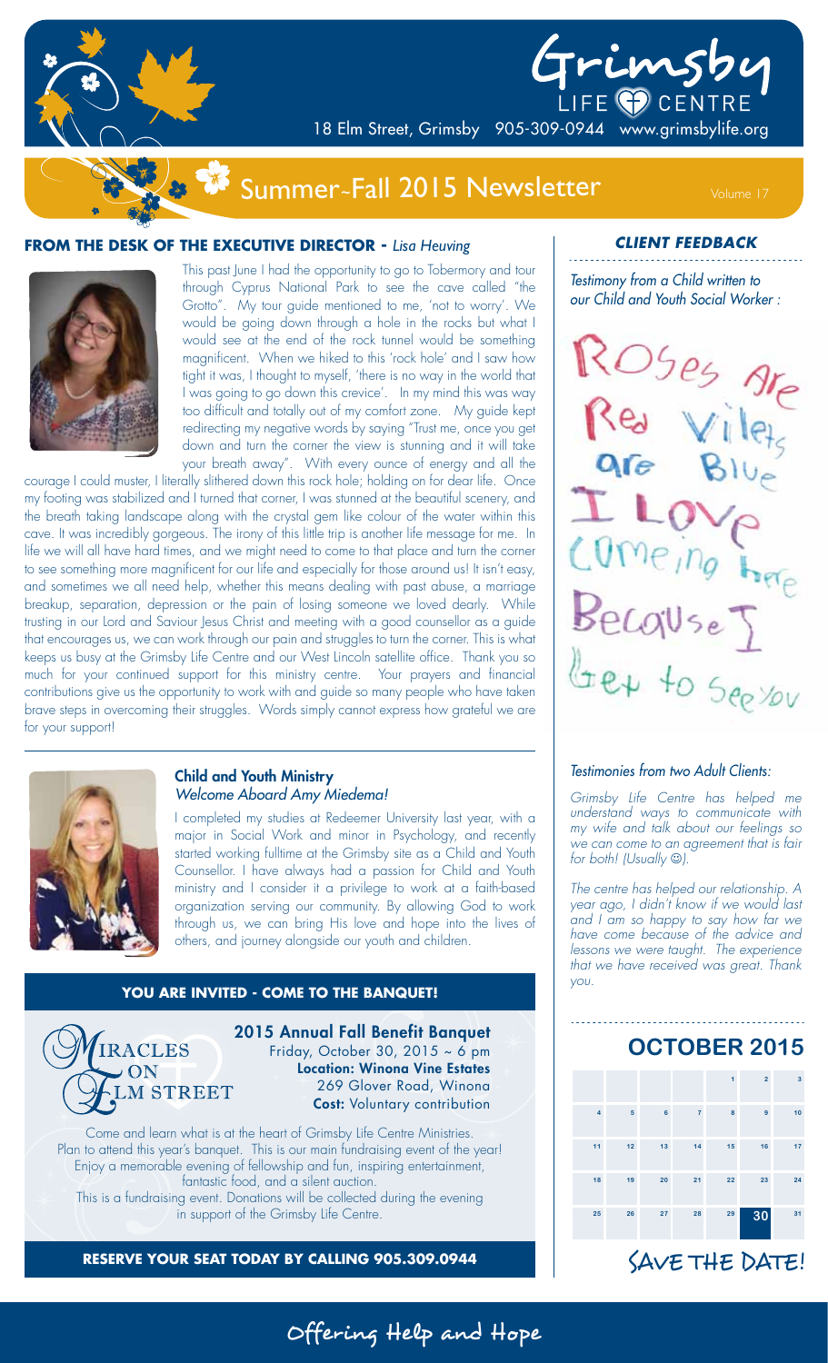# Grimsby LIFE CENTRE

18 Elm Street, Grimsby 905-309-0944 www.grimsbylife.org

## Summer-Fall 2015 Newsletter

Volume 17

### FROM THE DESK OF THE EXECUTIVE DIRECTOR - *Lisa Heuving*

This past June I had the opportunity to go to Tobermory and tour through Cyprus National Park to see the cave called "the Grotto". My tour guide mentioned to me, 'not to worry'. We would be going down through a hole in the rocks but what I would see at the end of the rock tunnel would be something magnificent. When we hiked to this 'rock hole' and I saw how tight it was, I thought to myself, 'there is no way in the world that I was going to go down this crevice'. In my mind this was way too difficult and totally out of my comfort zone. My guide kept redirecting my negative words by saying "Trust me, once you get down and turn the corner the view is stunning and it will take your breath away". With every ounce of energy and all the courage I could muster, I literally slithered down this rock hole; holding on for dear life. Once my footing was stabilized and I turned that corner, I was stunned at the beautiful scenery, and the breath taking landscape along with the crystal gem like colour of the water within this cave. It was incredibly gorgeous. The irony of this little trip is another life message for me. In life we will all have hard times, and we might need to come to that place and turn the corner to see something more magnificent for our life and especially for those around us! It isn't easy, and sometimes we all need help, whether this means dealing with past abuse, a marriage breakup, separation, depression or the pain of losing someone we loved dearly. While trusting in our Lord and Saviour Jesus Christ and meeting with a good counsellor as a guide that encourages us, we can work through our pain and struggles to turn the corner. This is what keeps us busy at the Grimsby Life Centre and our West Lincoln satellite office. Thank you so much for your continued support for this ministry centre. Your prayers and financial contributions give us the opportunity to work with and guide so many people who have taken brave steps in overcoming their struggles. Words simply cannot express how grateful we are for your support!

### Child and Youth Ministry

*Welcome Aboard Amy Miedema!*

I completed my studies at Redeemer University last year, with a major in Social Work and minor in Psychology, and recently started working fulltime at the Grimsby site as a Child and Youth Counsellor. I have always had a passion for Child and Youth ministry and I consider it a privilege to work at a faith-based organization serving our community. By allowing God to work through us, we can bring His love and hope into the lives of others, and journey alongside our youth and children.

### YOU ARE INVITED - COME TO THE BANQUET!

MIRACLES ON ELM STREET

**2015 Annual Fall Benefit Banquet**
Friday, October 30, 2015 ~ 6 pm
**Location: Winona Vine Estates**
269 Glover Road, Winona
**Cost:** Voluntary contribution

Come and learn what is at the heart of Grimsby Life Centre Ministries. Plan to attend this year's banquet. This is our main fundraising event of the year! Enjoy a memorable evening of fellowship and fun, inspiring entertainment, fantastic food, and a silent auction. This is a fundraising event. Donations will be collected during the evening in support of the Grimsby Life Centre.

**RESERVE YOUR SEAT TODAY BY CALLING 905.309.0944**

### *CLIENT FEEDBACK*

*Testimony from a Child written to our Child and Youth Social Worker :*

Roses are Red Vilets are Blue I Love Comeing here Because I Get to See You

*Testimonies from two Adult Clients:*

*Grimsby Life Centre has helped me understand ways to communicate with my wife and talk about our feelings so we can come to an agreement that is fair for both! (Usually ☺).*

*The centre has helped our relationship. A year ago, I didn't know if we would last and I am so happy to say how far we have come because of the advice and lessons we were taught. The experience that we have received was great. Thank you.*

### OCTOBER 2015

| | | | | | | |
|---|---|---|---|---|---|---|
| | | | | 1 | 2 | 3 |
| 4 | 5 | 6 | 7 | 8 | 9 | 10 |
| 11 | 12 | 13 | 14 | 15 | 16 | 17 |
| 18 | 19 | 20 | 21 | 22 | 23 | 24 |
| 25 | 26 | 27 | 28 | 29 | **30** | 31 |

SAVE THE DATE!

Offering Help and Hope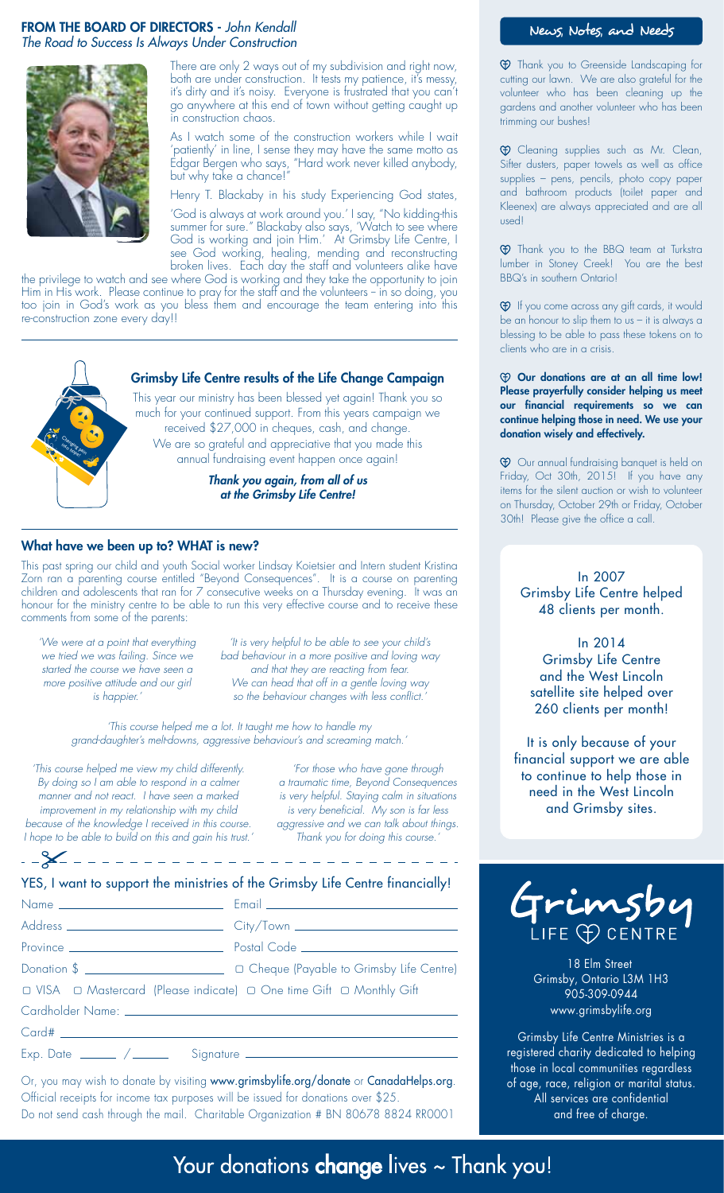## FROM THE BOARD OF DIRECTORS - *John Kendall*

### *The Road to Success Is Always Under Construction*

There are only 2 ways out of my subdivision and right now, both are under construction. It tests my patience, it's messy, it's dirty and it's noisy. Everyone is frustrated that you can't go anywhere at this end of town without getting caught up in construction chaos.

As I watch some of the construction workers while I wait 'patiently' in line, I sense they may have the same motto as Edgar Bergen who says, "Hard work never killed anybody, but why take a chance!"

Henry T. Blackaby in his study Experiencing God states, 'God is always at work around you.' I say, "No kidding-this summer for sure." Blackaby also says, 'Watch to see where God is working and join Him.' At Grimsby Life Centre, I see God working, healing, mending and reconstructing broken lives. Each day the staff and volunteers alike have the privilege to watch and see where God is working and they take the opportunity to join Him in His work. Please continue to pray for the staff and the volunteers – in so doing, you too join in God's work as you bless them and encourage the team entering into this re-construction zone every day!!

## Grimsby Life Centre results of the Life Change Campaign

This year our ministry has been blessed yet again! Thank you so much for your continued support. From this years campaign we received $27,000 in cheques, cash, and change. We are so grateful and appreciative that you made this annual fundraising event happen once again!

***Thank you again, from all of us at the Grimsby Life Centre!***

## What have we been up to? WHAT is new?

This past spring our child and youth Social worker Lindsay Koietsier and Intern student Kristina Zorn ran a parenting course entitled "Beyond Consequences". It is a course on parenting children and adolescents that ran for 7 consecutive weeks on a Thursday evening. It was an honour for the ministry centre to be able to run this very effective course and to receive these comments from some of the parents:

*'We were at a point that everything we tried we was failing. Since we started the course we have seen a more positive attitude and our girl is happier.'*

*'It is very helpful to be able to see your child's bad behaviour in a more positive and loving way and that they are reacting from fear. We can head that off in a gentle loving way so the behaviour changes with less conflict.'*

*'This course helped me a lot. It taught me how to handle my grand-daughter's melt-downs, aggressive behaviour's and screaming match.'*

*'This course helped me view my child differently. By doing so I am able to respond in a calmer manner and not react. I have seen a marked improvement in my relationship with my child because of the knowledge I received in this course. I hope to be able to build on this and gain his trust.'*

*'For those who have gone through a traumatic time, Beyond Consequences is very helpful. Staying calm in situations is very beneficial. My son is far less aggressive and we can talk about things. Thank you for doing this course.'*

### YES, I want to support the ministries of the Grimsby Life Centre financially!

Name ______________ Email ______________

Address ______________ City/Town ______________

Province ______________ Postal Code ______________

Donation $ ______________ ☐ Cheque (Payable to Grimsby Life Centre)

☐ VISA ☐ Mastercard (Please indicate) ☐ One time Gift ☐ Monthly Gift

Cardholder Name: ______________

Card# ______________

Exp. Date ____ / ____ Signature ______________

Or, you may wish to donate by visiting www.grimsbylife.org/donate or CanadaHelps.org. Official receipts for income tax purposes will be issued for donations over $25. Do not send cash through the mail. Charitable Organization # BN 80678 8824 RR0001

## News, Notes, and Needs

- Thank you to Greenside Landscaping for cutting our lawn. We are also grateful for the volunteer who has been cleaning up the gardens and another volunteer who has been trimming our bushes!
- Cleaning supplies such as Mr. Clean, Sifter dusters, paper towels as well as office supplies – pens, pencils, photo copy paper and bathroom products (toilet paper and Kleenex) are always appreciated and are all used!
- Thank you to the BBQ team at Turkstra lumber in Stoney Creek! You are the best BBQ's in southern Ontario!
- If you come across any gift cards, it would be an honour to slip them to us – it is always a blessing to be able to pass these tokens on to clients who are in a crisis.
- **Our donations are at an all time low! Please prayerfully consider helping us meet our financial requirements so we can continue helping those in need. We use your donation wisely and effectively.**
- Our annual fundraising banquet is held on Friday, Oct 30th, 2015! If you have any items for the silent auction or wish to volunteer on Thursday, October 29th or Friday, October 30th! Please give the office a call.

In 2007 Grimsby Life Centre helped 48 clients per month.

In 2014 Grimsby Life Centre and the West Lincoln satellite site helped over 260 clients per month!

It is only because of your financial support we are able to continue to help those in need in the West Lincoln and Grimsby sites.

**Grimsby LIFE CENTRE**

18 Elm Street
Grimsby, Ontario L3M 1H3
905-309-0944
www.grimsbylife.org

Grimsby Life Centre Ministries is a registered charity dedicated to helping those in local communities regardless of age, race, religion or marital status. All services are confidential and free of charge.

Your donations **change** lives ~ Thank you!